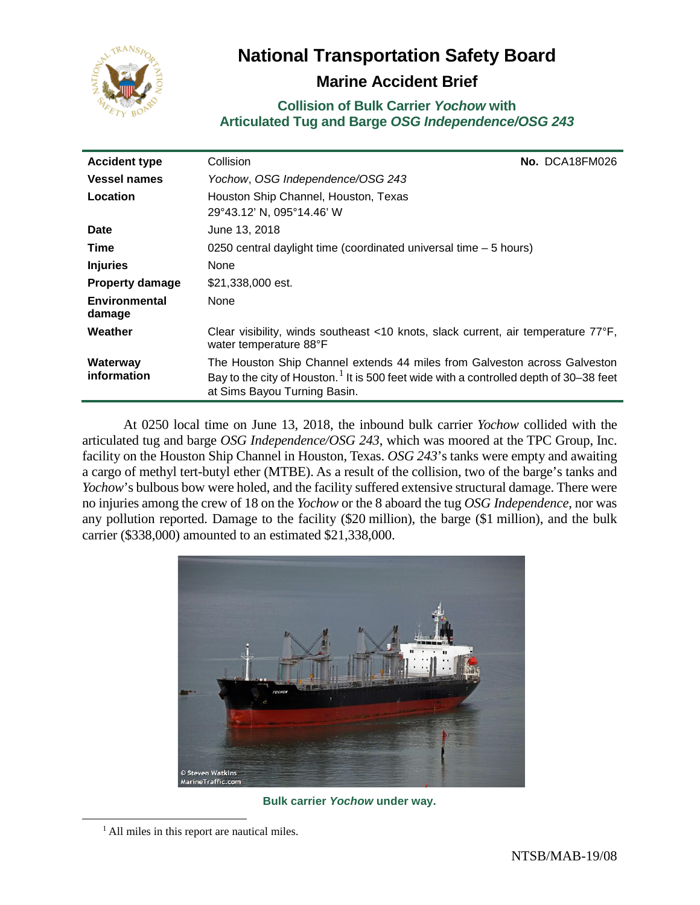# National Transportation Safety Board

## Marine Accident Brief

### Collision of Bulk Carrier *Yochow* with Articulated Tug and Barge *OSG Independence/OSG 243*

| | | |
|---|---|---|
| **Accident type** | Collision | **No.** DCA18FM026 |
| **Vessel names** | *Yochow*, *OSG Independence/OSG 243* | |
| **Location** | Houston Ship Channel, Houston, Texas<br>29°43.12' N, 095°14.46' W | |
| **Date** | June 13, 2018 | |
| **Time** | 0250 central daylight time (coordinated universal time – 5 hours) | |
| **Injuries** | None | |
| **Property damage** | $21,338,000 est. | |
| **Environmental damage** | None | |
| **Weather** | Clear visibility, winds southeast <10 knots, slack current, air temperature 77°F, water temperature 88°F | |
| **Waterway information** | The Houston Ship Channel extends 44 miles from Galveston across Galveston Bay to the city of Houston.[1] It is 500 feet wide with a controlled depth of 30–38 feet at Sims Bayou Turning Basin. | |

At 0250 local time on June 13, 2018, the inbound bulk carrier *Yochow* collided with the articulated tug and barge *OSG Independence/OSG 243*, which was moored at the TPC Group, Inc. facility on the Houston Ship Channel in Houston, Texas. *OSG 243*'s tanks were empty and awaiting a cargo of methyl tert-butyl ether (MTBE). As a result of the collision, two of the barge's tanks and *Yochow*'s bulbous bow were holed, and the facility suffered extensive structural damage. There were no injuries among the crew of 18 on the *Yochow* or the 8 aboard the tug *OSG Independence*, nor was any pollution reported. Damage to the facility ($20 million), the barge ($1 million), and the bulk carrier ($338,000) amounted to an estimated $21,338,000.

Bulk carrier *Yochow* under way.

[1] All miles in this report are nautical miles.

NTSB/MAB-19/08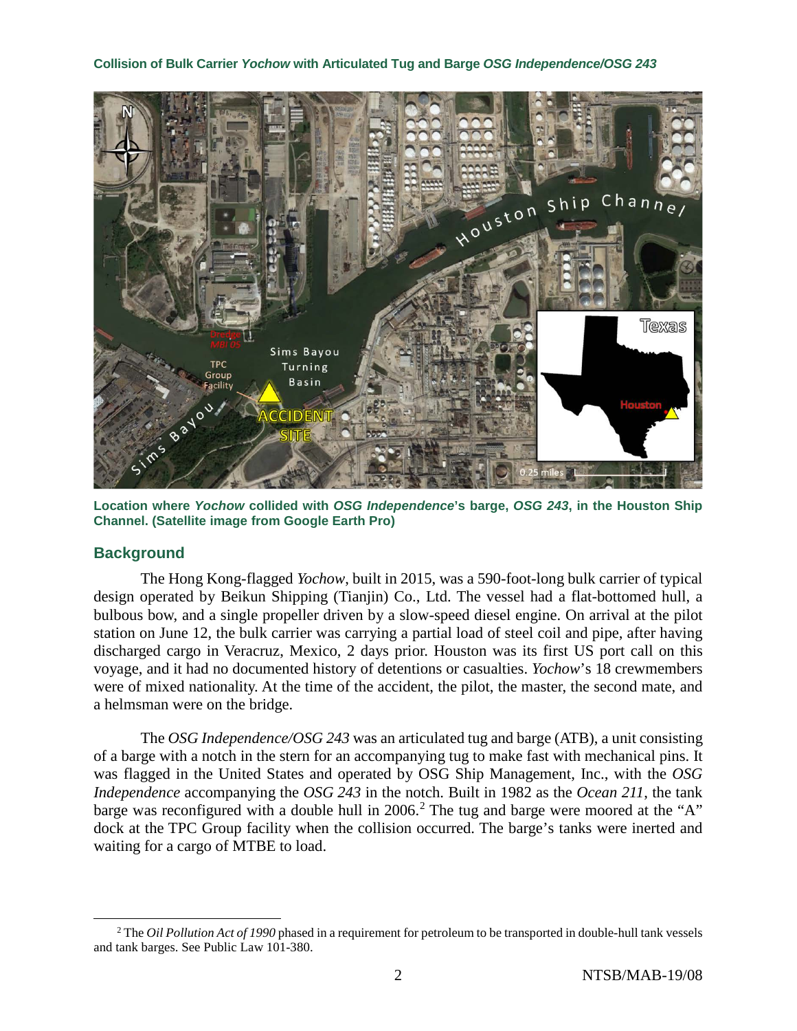Location where *Yochow* collided with *OSG Independence*'s barge, *OSG 243*, in the Houston Ship Channel. (Satellite image from Google Earth Pro)

## Background

The Hong Kong-flagged *Yochow*, built in 2015, was a 590-foot-long bulk carrier of typical design operated by Beikun Shipping (Tianjin) Co., Ltd. The vessel had a flat-bottomed hull, a bulbous bow, and a single propeller driven by a slow-speed diesel engine. On arrival at the pilot station on June 12, the bulk carrier was carrying a partial load of steel coil and pipe, after having discharged cargo in Veracruz, Mexico, 2 days prior. Houston was its first US port call on this voyage, and it had no documented history of detentions or casualties. *Yochow*'s 18 crewmembers were of mixed nationality. At the time of the accident, the pilot, the master, the second mate, and a helmsman were on the bridge.

The *OSG Independence/OSG 243* was an articulated tug and barge (ATB), a unit consisting of a barge with a notch in the stern for an accompanying tug to make fast with mechanical pins. It was flagged in the United States and operated by OSG Ship Management, Inc., with the *OSG Independence* accompanying the *OSG 243* in the notch. Built in 1982 as the *Ocean 211*, the tank barge was reconfigured with a double hull in 2006.[2] The tug and barge were moored at the "A" dock at the TPC Group facility when the collision occurred. The barge's tanks were inerted and waiting for a cargo of MTBE to load.

[2] The *Oil Pollution Act of 1990* phased in a requirement for petroleum to be transported in double-hull tank vessels and tank barges. See Public Law 101-380.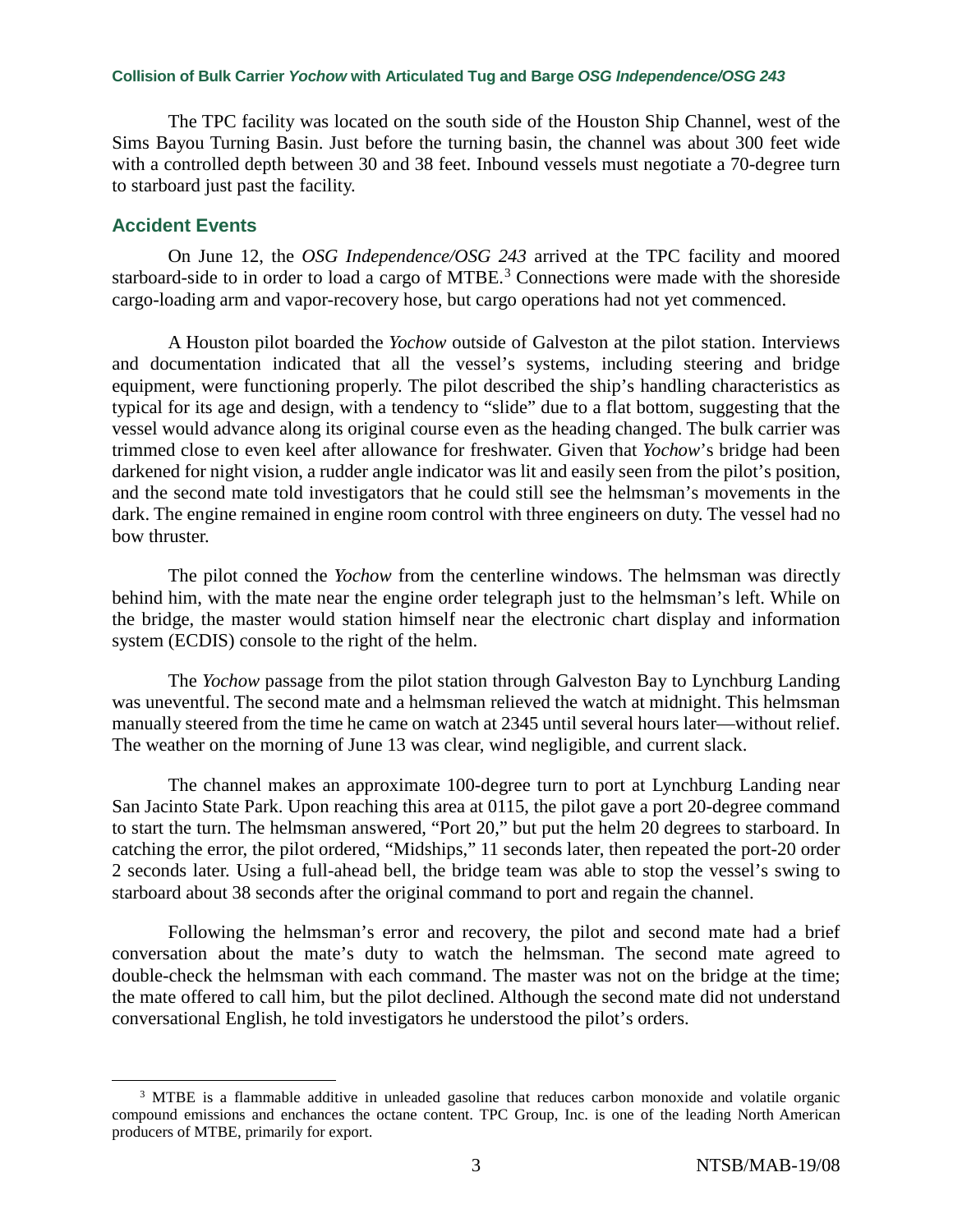The TPC facility was located on the south side of the Houston Ship Channel, west of the Sims Bayou Turning Basin. Just before the turning basin, the channel was about 300 feet wide with a controlled depth between 30 and 38 feet. Inbound vessels must negotiate a 70-degree turn to starboard just past the facility.

## Accident Events

On June 12, the *OSG Independence/OSG 243* arrived at the TPC facility and moored starboard-side to in order to load a cargo of MTBE.[3] Connections were made with the shoreside cargo-loading arm and vapor-recovery hose, but cargo operations had not yet commenced.

A Houston pilot boarded the *Yochow* outside of Galveston at the pilot station. Interviews and documentation indicated that all the vessel's systems, including steering and bridge equipment, were functioning properly. The pilot described the ship's handling characteristics as typical for its age and design, with a tendency to "slide" due to a flat bottom, suggesting that the vessel would advance along its original course even as the heading changed. The bulk carrier was trimmed close to even keel after allowance for freshwater. Given that *Yochow*'s bridge had been darkened for night vision, a rudder angle indicator was lit and easily seen from the pilot's position, and the second mate told investigators that he could still see the helmsman's movements in the dark. The engine remained in engine room control with three engineers on duty. The vessel had no bow thruster.

The pilot conned the *Yochow* from the centerline windows. The helmsman was directly behind him, with the mate near the engine order telegraph just to the helmsman's left. While on the bridge, the master would station himself near the electronic chart display and information system (ECDIS) console to the right of the helm.

The *Yochow* passage from the pilot station through Galveston Bay to Lynchburg Landing was uneventful. The second mate and a helmsman relieved the watch at midnight. This helmsman manually steered from the time he came on watch at 2345 until several hours later—without relief. The weather on the morning of June 13 was clear, wind negligible, and current slack.

The channel makes an approximate 100-degree turn to port at Lynchburg Landing near San Jacinto State Park. Upon reaching this area at 0115, the pilot gave a port 20-degree command to start the turn. The helmsman answered, "Port 20," but put the helm 20 degrees to starboard. In catching the error, the pilot ordered, "Midships," 11 seconds later, then repeated the port-20 order 2 seconds later. Using a full-ahead bell, the bridge team was able to stop the vessel's swing to starboard about 38 seconds after the original command to port and regain the channel.

Following the helmsman's error and recovery, the pilot and second mate had a brief conversation about the mate's duty to watch the helmsman. The second mate agreed to double-check the helmsman with each command. The master was not on the bridge at the time; the mate offered to call him, but the pilot declined. Although the second mate did not understand conversational English, he told investigators he understood the pilot's orders.

---

[3] MTBE is a flammable additive in unleaded gasoline that reduces carbon monoxide and volatile organic compound emissions and enchances the octane content. TPC Group, Inc. is one of the leading North American producers of MTBE, primarily for export.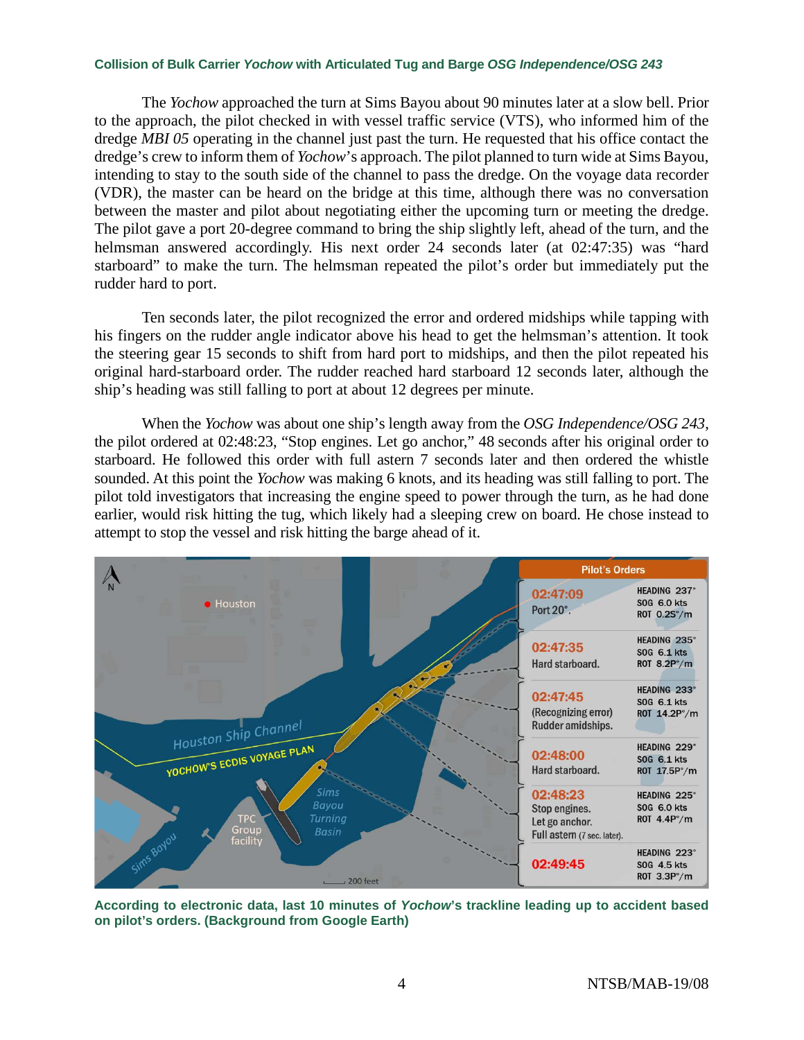The *Yochow* approached the turn at Sims Bayou about 90 minutes later at a slow bell. Prior to the approach, the pilot checked in with vessel traffic service (VTS), who informed him of the dredge *MBI 05* operating in the channel just past the turn. He requested that his office contact the dredge's crew to inform them of *Yochow*'s approach. The pilot planned to turn wide at Sims Bayou, intending to stay to the south side of the channel to pass the dredge. On the voyage data recorder (VDR), the master can be heard on the bridge at this time, although there was no conversation between the master and pilot about negotiating either the upcoming turn or meeting the dredge. The pilot gave a port 20-degree command to bring the ship slightly left, ahead of the turn, and the helmsman answered accordingly. His next order 24 seconds later (at 02:47:35) was "hard starboard" to make the turn. The helmsman repeated the pilot's order but immediately put the rudder hard to port.

Ten seconds later, the pilot recognized the error and ordered midships while tapping with his fingers on the rudder angle indicator above his head to get the helmsman's attention. It took the steering gear 15 seconds to shift from hard port to midships, and then the pilot repeated his original hard-starboard order. The rudder reached hard starboard 12 seconds later, although the ship's heading was still falling to port at about 12 degrees per minute.

When the *Yochow* was about one ship's length away from the *OSG Independence/OSG 243*, the pilot ordered at 02:48:23, "Stop engines. Let go anchor," 48 seconds after his original order to starboard. He followed this order with full astern 7 seconds later and then ordered the whistle sounded. At this point the *Yochow* was making 6 knots, and its heading was still falling to port. The pilot told investigators that increasing the engine speed to power through the turn, as he had done earlier, would risk hitting the tug, which likely had a sleeping crew on board. He chose instead to attempt to stop the vessel and risk hitting the barge ahead of it.

**Pilot's Orders**

| Time | Order | Heading | SOG | ROT |
|---|---|---|---|---|
| 02:47:09 | Port 20°. | 237° | 6.0 kts | 0.2S°/m |
| 02:47:35 | Hard starboard. | 235° | 6.1 kts | 8.2P°/m |
| 02:47:45 | (Recognizing error) Rudder amidships. | 233° | 6.1 kts | 14.2P°/m |
| 02:48:00 | Hard starboard. | 229° | 6.1 kts | 17.5P°/m |
| 02:48:23 | Stop engines. Let go anchor. Full astern (7 sec. later). | 225° | 6.0 kts | 4.4P°/m |
| 02:49:45 | | 223° | 4.5 kts | 3.3P°/m |

**According to electronic data, last 10 minutes of *Yochow*'s trackline leading up to accident based on pilot's orders. (Background from Google Earth)**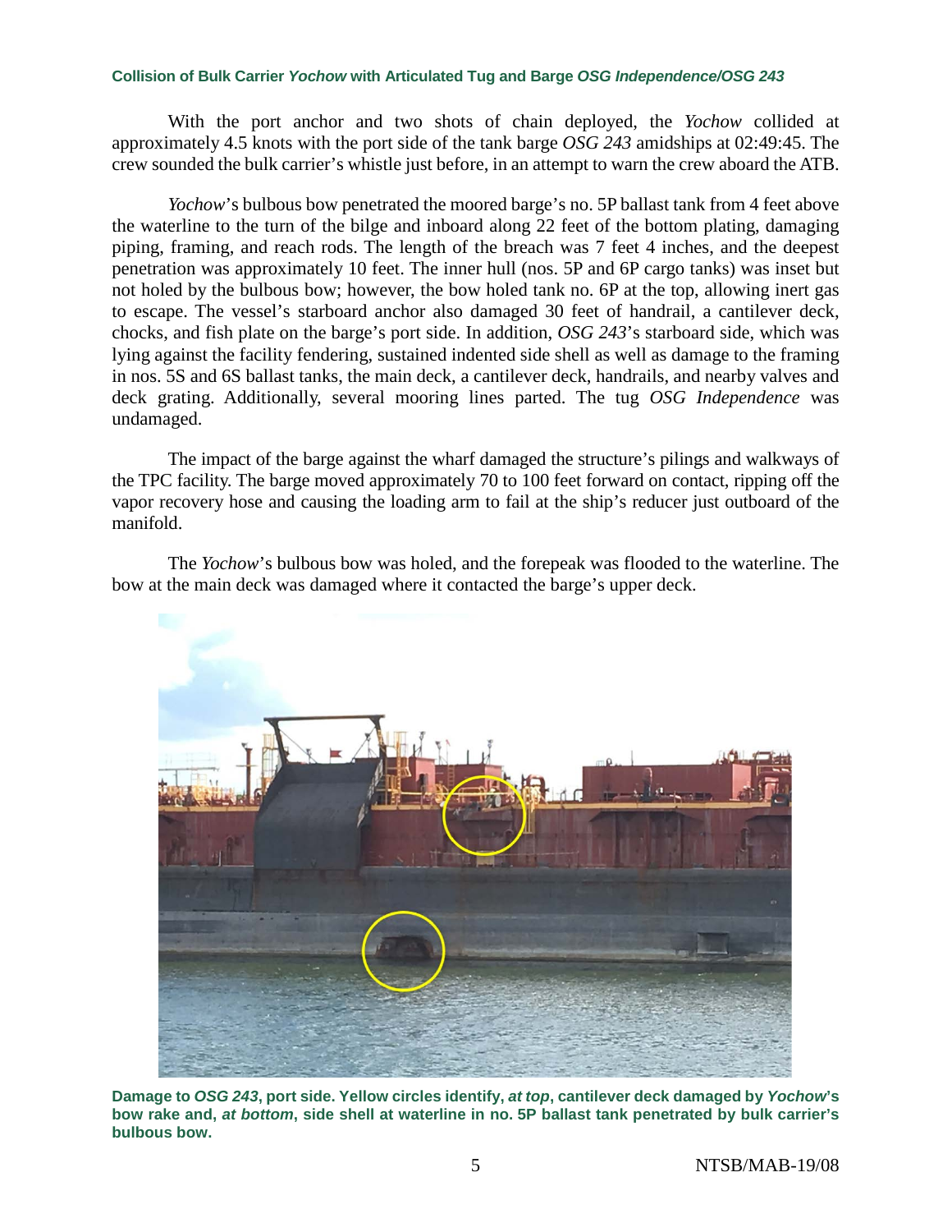With the port anchor and two shots of chain deployed, the *Yochow* collided at approximately 4.5 knots with the port side of the tank barge *OSG 243* amidships at 02:49:45. The crew sounded the bulk carrier's whistle just before, in an attempt to warn the crew aboard the ATB.

*Yochow*'s bulbous bow penetrated the moored barge's no. 5P ballast tank from 4 feet above the waterline to the turn of the bilge and inboard along 22 feet of the bottom plating, damaging piping, framing, and reach rods. The length of the breach was 7 feet 4 inches, and the deepest penetration was approximately 10 feet. The inner hull (nos. 5P and 6P cargo tanks) was inset but not holed by the bulbous bow; however, the bow holed tank no. 6P at the top, allowing inert gas to escape. The vessel's starboard anchor also damaged 30 feet of handrail, a cantilever deck, chocks, and fish plate on the barge's port side. In addition, *OSG 243*'s starboard side, which was lying against the facility fendering, sustained indented side shell as well as damage to the framing in nos. 5S and 6S ballast tanks, the main deck, a cantilever deck, handrails, and nearby valves and deck grating. Additionally, several mooring lines parted. The tug *OSG Independence* was undamaged.

The impact of the barge against the wharf damaged the structure's pilings and walkways of the TPC facility. The barge moved approximately 70 to 100 feet forward on contact, ripping off the vapor recovery hose and causing the loading arm to fail at the ship's reducer just outboard of the manifold.

The *Yochow*'s bulbous bow was holed, and the forepeak was flooded to the waterline. The bow at the main deck was damaged where it contacted the barge's upper deck.

**Damage to *OSG 243*, port side. Yellow circles identify, *at top*, cantilever deck damaged by *Yochow*'s bow rake and, *at bottom*, side shell at waterline in no. 5P ballast tank penetrated by bulk carrier's bulbous bow.**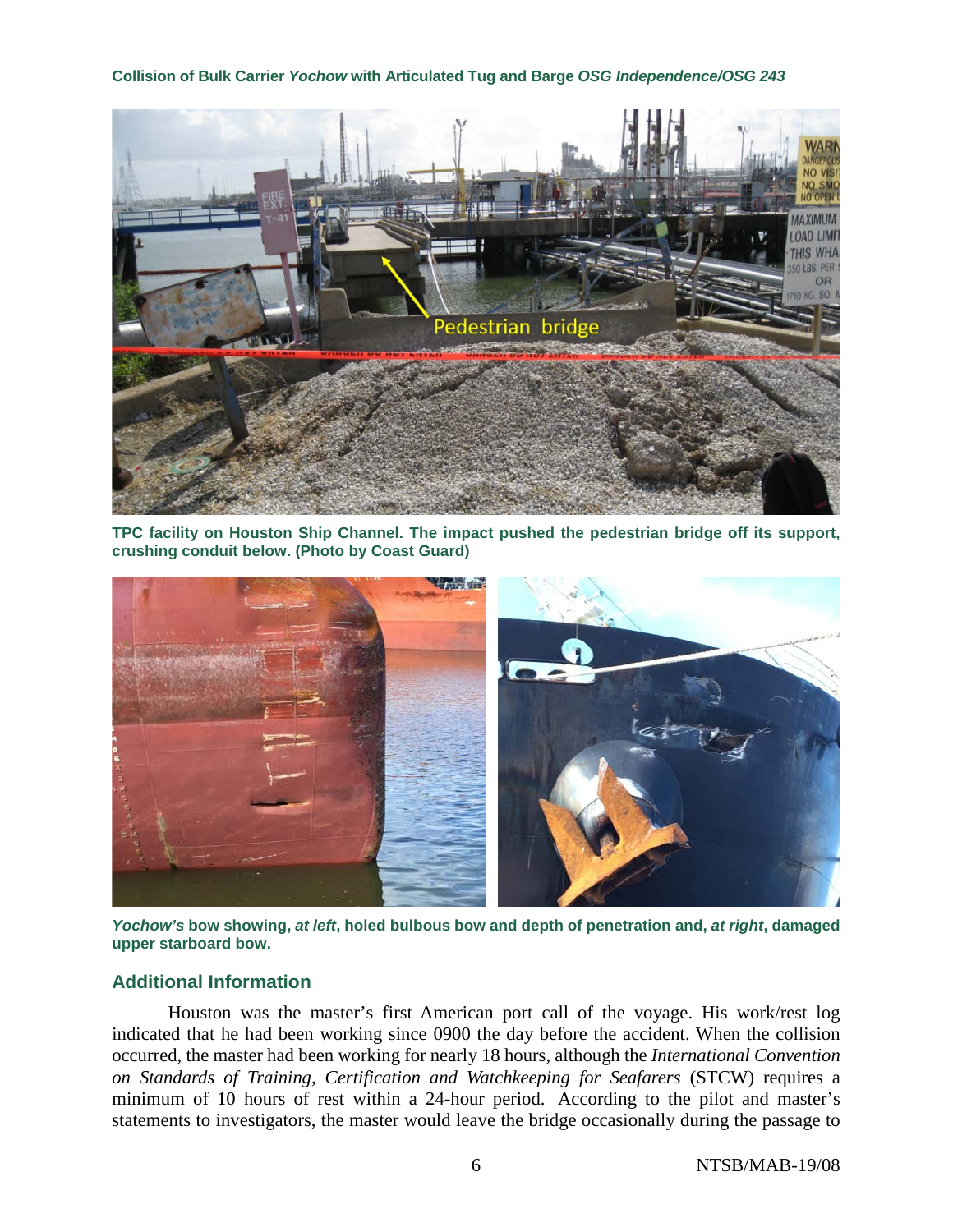**TPC facility on Houston Ship Channel. The impact pushed the pedestrian bridge off its support, crushing conduit below. (Photo by Coast Guard)**

***Yochow's*** **bow showing,** ***at left*****, holed bulbous bow and depth of penetration and,** ***at right*****, damaged upper starboard bow.**

## Additional Information

Houston was the master's first American port call of the voyage. His work/rest log indicated that he had been working since 0900 the day before the accident. When the collision occurred, the master had been working for nearly 18 hours, although the *International Convention on Standards of Training, Certification and Watchkeeping for Seafarers* (STCW) requires a minimum of 10 hours of rest within a 24-hour period. According to the pilot and master's statements to investigators, the master would leave the bridge occasionally during the passage to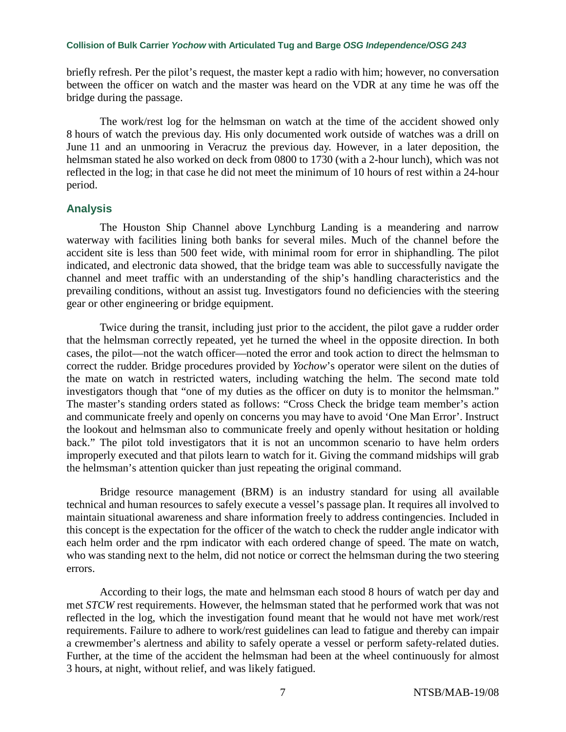briefly refresh. Per the pilot's request, the master kept a radio with him; however, no conversation between the officer on watch and the master was heard on the VDR at any time he was off the bridge during the passage.

The work/rest log for the helmsman on watch at the time of the accident showed only 8 hours of watch the previous day. His only documented work outside of watches was a drill on June 11 and an unmooring in Veracruz the previous day. However, in a later deposition, the helmsman stated he also worked on deck from 0800 to 1730 (with a 2-hour lunch), which was not reflected in the log; in that case he did not meet the minimum of 10 hours of rest within a 24-hour period.

## Analysis

The Houston Ship Channel above Lynchburg Landing is a meandering and narrow waterway with facilities lining both banks for several miles. Much of the channel before the accident site is less than 500 feet wide, with minimal room for error in shiphandling. The pilot indicated, and electronic data showed, that the bridge team was able to successfully navigate the channel and meet traffic with an understanding of the ship's handling characteristics and the prevailing conditions, without an assist tug. Investigators found no deficiencies with the steering gear or other engineering or bridge equipment.

Twice during the transit, including just prior to the accident, the pilot gave a rudder order that the helmsman correctly repeated, yet he turned the wheel in the opposite direction. In both cases, the pilot—not the watch officer—noted the error and took action to direct the helmsman to correct the rudder. Bridge procedures provided by *Yochow*'s operator were silent on the duties of the mate on watch in restricted waters, including watching the helm. The second mate told investigators though that "one of my duties as the officer on duty is to monitor the helmsman." The master's standing orders stated as follows: "Cross Check the bridge team member's action and communicate freely and openly on concerns you may have to avoid 'One Man Error'. Instruct the lookout and helmsman also to communicate freely and openly without hesitation or holding back." The pilot told investigators that it is not an uncommon scenario to have helm orders improperly executed and that pilots learn to watch for it. Giving the command midships will grab the helmsman's attention quicker than just repeating the original command.

Bridge resource management (BRM) is an industry standard for using all available technical and human resources to safely execute a vessel's passage plan. It requires all involved to maintain situational awareness and share information freely to address contingencies. Included in this concept is the expectation for the officer of the watch to check the rudder angle indicator with each helm order and the rpm indicator with each ordered change of speed. The mate on watch, who was standing next to the helm, did not notice or correct the helmsman during the two steering errors.

According to their logs, the mate and helmsman each stood 8 hours of watch per day and met *STCW* rest requirements. However, the helmsman stated that he performed work that was not reflected in the log, which the investigation found meant that he would not have met work/rest requirements. Failure to adhere to work/rest guidelines can lead to fatigue and thereby can impair a crewmember's alertness and ability to safely operate a vessel or perform safety-related duties. Further, at the time of the accident the helmsman had been at the wheel continuously for almost 3 hours, at night, without relief, and was likely fatigued.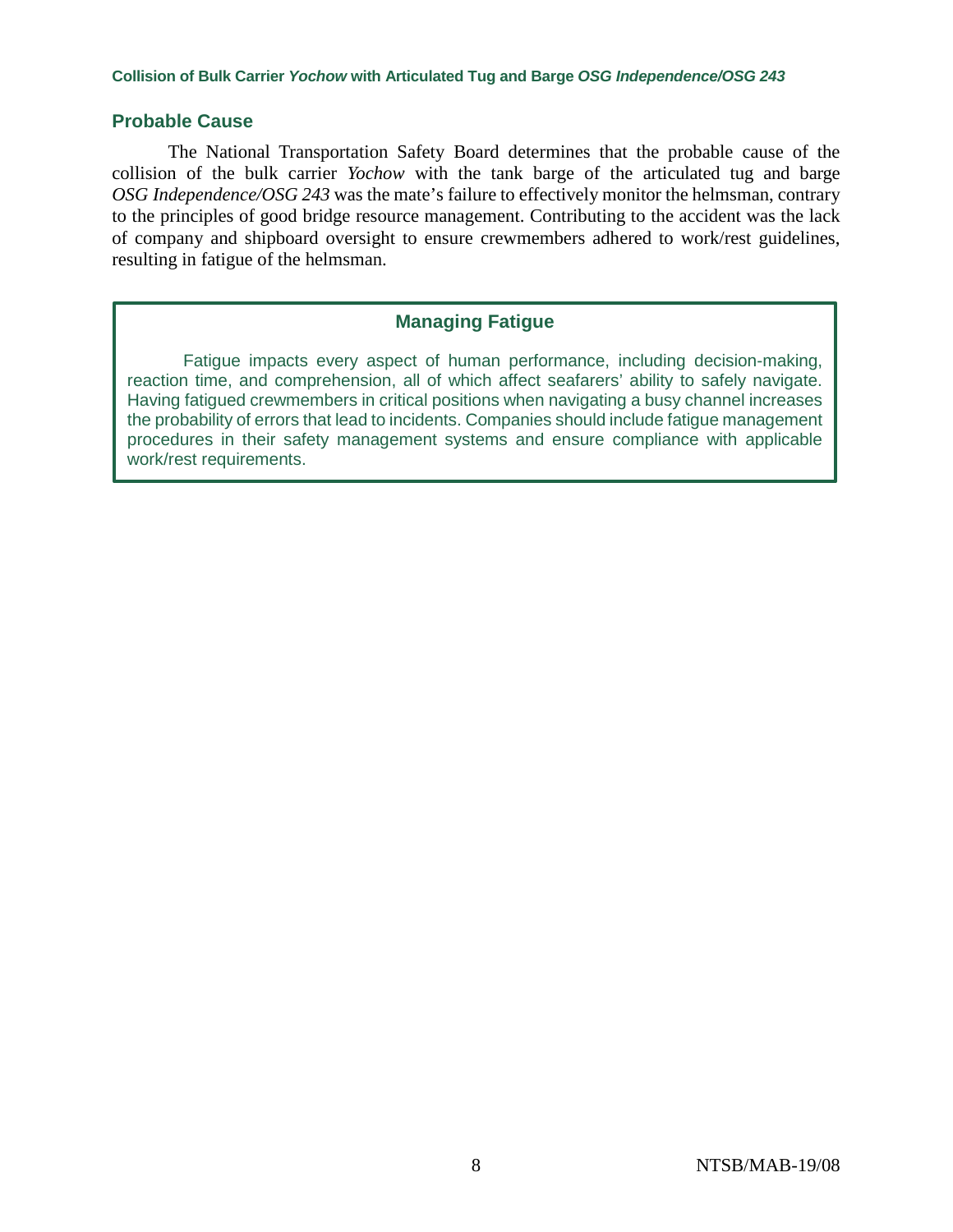## Probable Cause

The National Transportation Safety Board determines that the probable cause of the collision of the bulk carrier *Yochow* with the tank barge of the articulated tug and barge *OSG Independence/OSG 243* was the mate's failure to effectively monitor the helmsman, contrary to the principles of good bridge resource management. Contributing to the accident was the lack of company and shipboard oversight to ensure crewmembers adhered to work/rest guidelines, resulting in fatigue of the helmsman.

### Managing Fatigue

Fatigue impacts every aspect of human performance, including decision-making, reaction time, and comprehension, all of which affect seafarers' ability to safely navigate. Having fatigued crewmembers in critical positions when navigating a busy channel increases the probability of errors that lead to incidents. Companies should include fatigue management procedures in their safety management systems and ensure compliance with applicable work/rest requirements.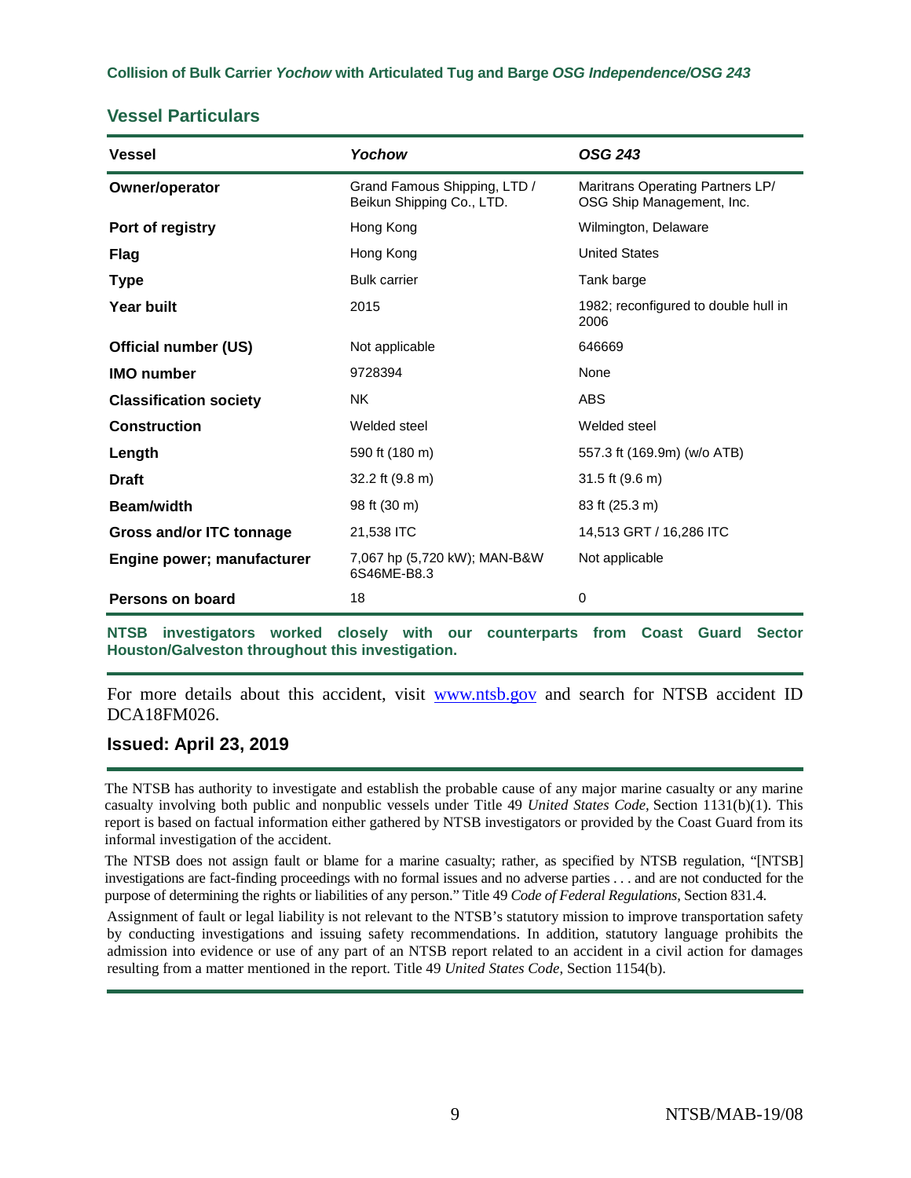## Vessel Particulars

| Vessel | *Yochow* | *OSG 243* |
|---|---|---|
| **Owner/operator** | Grand Famous Shipping, LTD / Beikun Shipping Co., LTD. | Maritrans Operating Partners LP/ OSG Ship Management, Inc. |
| **Port of registry** | Hong Kong | Wilmington, Delaware |
| **Flag** | Hong Kong | United States |
| **Type** | Bulk carrier | Tank barge |
| **Year built** | 2015 | 1982; reconfigured to double hull in 2006 |
| **Official number (US)** | Not applicable | 646669 |
| **IMO number** | 9728394 | None |
| **Classification society** | NK | ABS |
| **Construction** | Welded steel | Welded steel |
| **Length** | 590 ft (180 m) | 557.3 ft (169.9m) (w/o ATB) |
| **Draft** | 32.2 ft (9.8 m) | 31.5 ft (9.6 m) |
| **Beam/width** | 98 ft (30 m) | 83 ft (25.3 m) |
| **Gross and/or ITC tonnage** | 21,538 ITC | 14,513 GRT / 16,286 ITC |
| **Engine power; manufacturer** | 7,067 hp (5,720 kW); MAN-B&W 6S46ME-B8.3 | Not applicable |
| **Persons on board** | 18 | 0 |

**NTSB investigators worked closely with our counterparts from Coast Guard Sector Houston/Galveston throughout this investigation.**

For more details about this accident, visit www.ntsb.gov and search for NTSB accident ID DCA18FM026.

### Issued: April 23, 2019

The NTSB has authority to investigate and establish the probable cause of any major marine casualty or any marine casualty involving both public and nonpublic vessels under Title 49 *United States Code*, Section 1131(b)(1). This report is based on factual information either gathered by NTSB investigators or provided by the Coast Guard from its informal investigation of the accident.

The NTSB does not assign fault or blame for a marine casualty; rather, as specified by NTSB regulation, "[NTSB] investigations are fact-finding proceedings with no formal issues and no adverse parties . . . and are not conducted for the purpose of determining the rights or liabilities of any person." Title 49 *Code of Federal Regulations*, Section 831.4.

Assignment of fault or legal liability is not relevant to the NTSB's statutory mission to improve transportation safety by conducting investigations and issuing safety recommendations. In addition, statutory language prohibits the admission into evidence or use of any part of an NTSB report related to an accident in a civil action for damages resulting from a matter mentioned in the report. Title 49 *United States Code*, Section 1154(b).